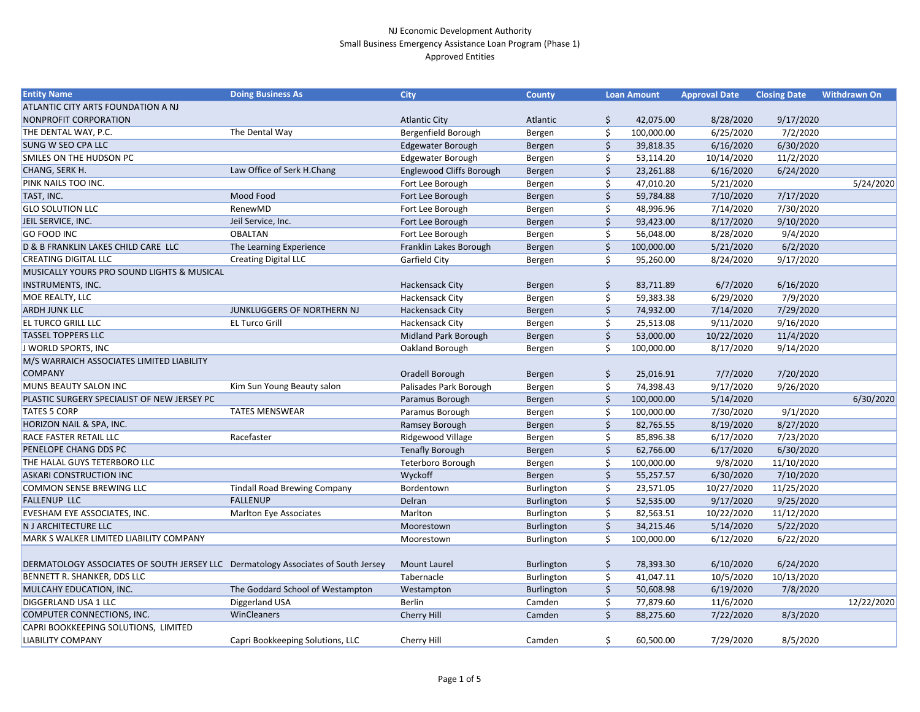NJ Economic Development Authority
Small Business Emergency Assistance Loan Program (Phase 1)
Approved Entities

| Entity Name | Doing Business As | City | County | Loan Amount | Approval Date | Closing Date | Withdrawn On |
|---|---|---|---|---|---|---|---|
| ATLANTIC CITY ARTS FOUNDATION A NJ NONPROFIT CORPORATION | | Atlantic City | Atlantic | $ 42,075.00 | 8/28/2020 | 9/17/2020 | |
| THE DENTAL WAY, P.C. | The Dental Way | Bergenfield Borough | Bergen | $ 100,000.00 | 6/25/2020 | 7/2/2020 | |
| SUNG W SEO CPA LLC | | Edgewater Borough | Bergen | $ 39,818.35 | 6/16/2020 | 6/30/2020 | |
| SMILES ON THE HUDSON PC | | Edgewater Borough | Bergen | $ 53,114.20 | 10/14/2020 | 11/2/2020 | |
| CHANG, SERK H. | Law Office of Serk H.Chang | Englewood Cliffs Borough | Bergen | $ 23,261.88 | 6/16/2020 | 6/24/2020 | |
| PINK NAILS TOO INC. | | Fort Lee Borough | Bergen | $ 47,010.20 | 5/21/2020 | | 5/24/2020 |
| TAST, INC. | Mood Food | Fort Lee Borough | Bergen | $ 59,784.88 | 7/10/2020 | 7/17/2020 | |
| GLO SOLUTION LLC | RenewMD | Fort Lee Borough | Bergen | $ 48,996.96 | 7/14/2020 | 7/30/2020 | |
| JEIL SERVICE, INC. | Jeil Service, Inc. | Fort Lee Borough | Bergen | $ 93,423.00 | 8/17/2020 | 9/10/2020 | |
| GO FOOD INC | OBALTAN | Fort Lee Borough | Bergen | $ 56,048.00 | 8/28/2020 | 9/4/2020 | |
| D & B FRANKLIN LAKES CHILD CARE LLC | The Learning Experience | Franklin Lakes Borough | Bergen | $ 100,000.00 | 5/21/2020 | 6/2/2020 | |
| CREATING DIGITAL LLC | Creating Digital LLC | Garfield City | Bergen | $ 95,260.00 | 8/24/2020 | 9/17/2020 | |
| MUSICALLY YOURS PRO SOUND LIGHTS & MUSICAL INSTRUMENTS, INC. | | Hackensack City | Bergen | $ 83,711.89 | 6/7/2020 | 6/16/2020 | |
| MOE REALTY, LLC | | Hackensack City | Bergen | $ 59,383.38 | 6/29/2020 | 7/9/2020 | |
| ARDH JUNK LLC | JUNKLUGGERS OF NORTHERN NJ | Hackensack City | Bergen | $ 74,932.00 | 7/14/2020 | 7/29/2020 | |
| EL TURCO GRILL LLC | EL Turco Grill | Hackensack City | Bergen | $ 25,513.08 | 9/11/2020 | 9/16/2020 | |
| TASSEL TOPPERS LLC | | Midland Park Borough | Bergen | $ 53,000.00 | 10/22/2020 | 11/4/2020 | |
| J WORLD SPORTS, INC | | Oakland Borough | Bergen | $ 100,000.00 | 8/17/2020 | 9/14/2020 | |
| M/S WARRAICH ASSOCIATES LIMITED LIABILITY COMPANY | | Oradell Borough | Bergen | $ 25,016.91 | 7/7/2020 | 7/20/2020 | |
| MUNS BEAUTY SALON INC | Kim Sun Young Beauty salon | Palisades Park Borough | Bergen | $ 74,398.43 | 9/17/2020 | 9/26/2020 | |
| PLASTIC SURGERY SPECIALIST OF NEW JERSEY PC | | Paramus Borough | Bergen | $ 100,000.00 | 5/14/2020 | | 6/30/2020 |
| TATES 5 CORP | TATES MENSWEAR | Paramus Borough | Bergen | $ 100,000.00 | 7/30/2020 | 9/1/2020 | |
| HORIZON NAIL & SPA, INC. | | Ramsey Borough | Bergen | $ 82,765.55 | 8/19/2020 | 8/27/2020 | |
| RACE FASTER RETAIL LLC | Racefaster | Ridgewood Village | Bergen | $ 85,896.38 | 6/17/2020 | 7/23/2020 | |
| PENELOPE CHANG DDS PC | | Tenafly Borough | Bergen | $ 62,766.00 | 6/17/2020 | 6/30/2020 | |
| THE HALAL GUYS TETERBORO LLC | | Teterboro Borough | Bergen | $ 100,000.00 | 9/8/2020 | 11/10/2020 | |
| ASKARI CONSTRUCTION INC | | Wyckoff | Bergen | $ 55,257.57 | 6/30/2020 | 7/10/2020 | |
| COMMON SENSE BREWING LLC | Tindall Road Brewing Company | Bordentown | Burlington | $ 23,571.05 | 10/27/2020 | 11/25/2020 | |
| FALLENUP LLC | FALLENUP | Delran | Burlington | $ 52,535.00 | 9/17/2020 | 9/25/2020 | |
| EVESHAM EYE ASSOCIATES, INC. | Marlton Eye Associates | Marlton | Burlington | $ 82,563.51 | 10/22/2020 | 11/12/2020 | |
| N J ARCHITECTURE LLC | | Moorestown | Burlington | $ 34,215.46 | 5/14/2020 | 5/22/2020 | |
| MARK S WALKER LIMITED LIABILITY COMPANY | | Moorestown | Burlington | $ 100,000.00 | 6/12/2020 | 6/22/2020 | |
| DERMATOLOGY ASSOCIATES OF SOUTH JERSEY LLC | Dermatology Associates of South Jersey | Mount Laurel | Burlington | $ 78,393.30 | 6/10/2020 | 6/24/2020 | |
| BENNETT R. SHANKER, DDS LLC | | Tabernacle | Burlington | $ 41,047.11 | 10/5/2020 | 10/13/2020 | |
| MULCAHY EDUCATION, INC. | The Goddard School of Westampton | Westampton | Burlington | $ 50,608.98 | 6/19/2020 | 7/8/2020 | |
| DIGGERLAND USA 1 LLC | Diggerland USA | Berlin | Camden | $ 77,879.60 | 11/6/2020 | | 12/22/2020 |
| COMPUTER CONNECTIONS, INC. | WinCleaners | Cherry Hill | Camden | $ 88,275.60 | 7/22/2020 | 8/3/2020 | |
| CAPRI BOOKKEEPING SOLUTIONS, LIMITED LIABILITY COMPANY | Capri Bookkeeping Solutions, LLC | Cherry Hill | Camden | $ 60,500.00 | 7/29/2020 | 8/5/2020 | |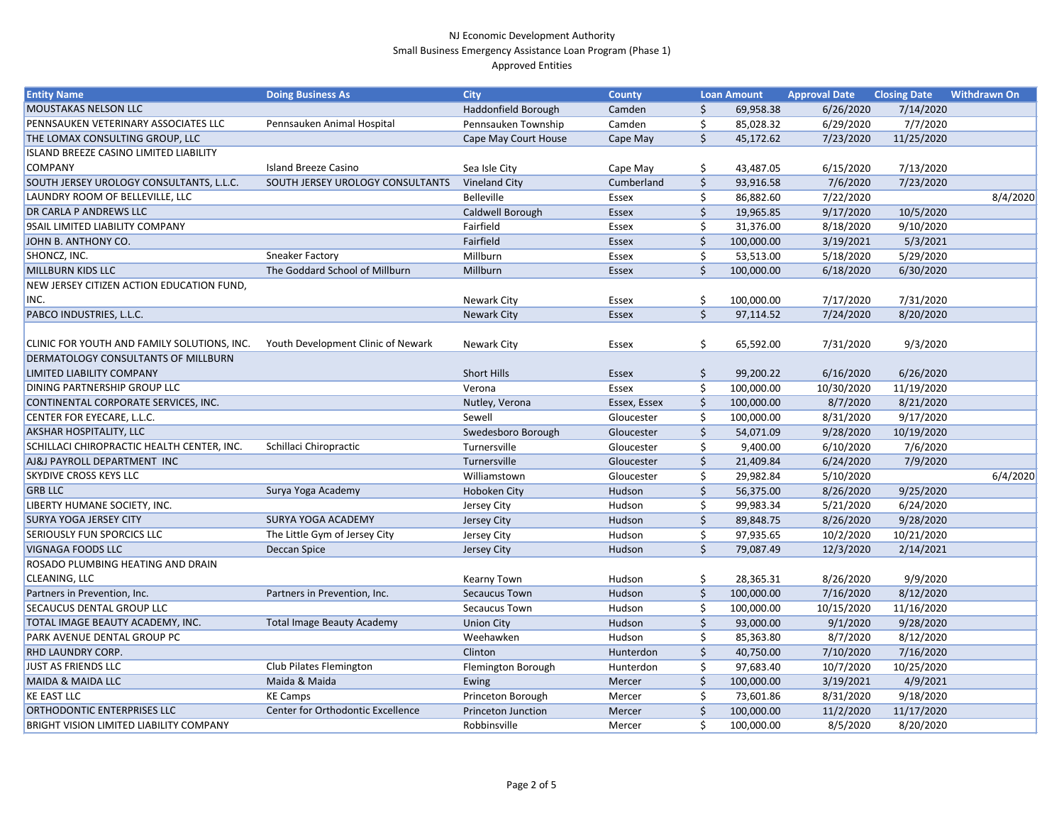NJ Economic Development Authority
Small Business Emergency Assistance Loan Program (Phase 1)
Approved Entities

| Entity Name | Doing Business As | City | County | Loan Amount | Approval Date | Closing Date | Withdrawn On |
|---|---|---|---|---|---|---|---|
| MOUSTAKAS NELSON LLC | | Haddonfield Borough | Camden | $ 69,958.38 | 6/26/2020 | 7/14/2020 | |
| PENNSAUKEN VETERINARY ASSOCIATES LLC | Pennsauken Animal Hospital | Pennsauken Township | Camden | $ 85,028.32 | 6/29/2020 | 7/7/2020 | |
| THE LOMAX CONSULTING GROUP, LLC | | Cape May Court House | Cape May | $ 45,172.62 | 7/23/2020 | 11/25/2020 | |
| ISLAND BREEZE CASINO LIMITED LIABILITY COMPANY | Island Breeze Casino | Sea Isle City | Cape May | $ 43,487.05 | 6/15/2020 | 7/13/2020 | |
| SOUTH JERSEY UROLOGY CONSULTANTS, L.L.C. | SOUTH JERSEY UROLOGY CONSULTANTS | Vineland City | Cumberland | $ 93,916.58 | 7/6/2020 | 7/23/2020 | |
| LAUNDRY ROOM OF BELLEVILLE, LLC | | Belleville | Essex | $ 86,882.60 | 7/22/2020 | | 8/4/2020 |
| DR CARLA P ANDREWS LLC | | Caldwell Borough | Essex | $ 19,965.85 | 9/17/2020 | 10/5/2020 | |
| 9SAIL LIMITED LIABILITY COMPANY | | Fairfield | Essex | $ 31,376.00 | 8/18/2020 | 9/10/2020 | |
| JOHN B. ANTHONY CO. | | Fairfield | Essex | $ 100,000.00 | 3/19/2021 | 5/3/2021 | |
| SHONCZ, INC. | Sneaker Factory | Millburn | Essex | $ 53,513.00 | 5/18/2020 | 5/29/2020 | |
| MILLBURN KIDS LLC | The Goddard School of Millburn | Millburn | Essex | $ 100,000.00 | 6/18/2020 | 6/30/2020 | |
| NEW JERSEY CITIZEN ACTION EDUCATION FUND, INC. | | Newark City | Essex | $ 100,000.00 | 7/17/2020 | 7/31/2020 | |
| PABCO INDUSTRIES, L.L.C. | | Newark City | Essex | $ 97,114.52 | 7/24/2020 | 8/20/2020 | |
| CLINIC FOR YOUTH AND FAMILY SOLUTIONS, INC. | Youth Development Clinic of Newark | Newark City | Essex | $ 65,592.00 | 7/31/2020 | 9/3/2020 | |
| DERMATOLOGY CONSULTANTS OF MILLBURN LIMITED LIABILITY COMPANY | | Short Hills | Essex | $ 99,200.22 | 6/16/2020 | 6/26/2020 | |
| DINING PARTNERSHIP GROUP LLC | | Verona | Essex | $ 100,000.00 | 10/30/2020 | 11/19/2020 | |
| CONTINENTAL CORPORATE SERVICES, INC. | | Nutley, Verona | Essex, Essex | $ 100,000.00 | 8/7/2020 | 8/21/2020 | |
| CENTER FOR EYECARE, L.L.C. | | Sewell | Gloucester | $ 100,000.00 | 8/31/2020 | 9/17/2020 | |
| AKSHAR HOSPITALITY, LLC | | Swedesboro Borough | Gloucester | $ 54,071.09 | 9/28/2020 | 10/19/2020 | |
| SCHILLACI CHIROPRACTIC HEALTH CENTER, INC. | Schillaci Chiropractic | Turnersville | Gloucester | $ 9,400.00 | 6/10/2020 | 7/6/2020 | |
| AJ&J PAYROLL DEPARTMENT INC | | Turnersville | Gloucester | $ 21,409.84 | 6/24/2020 | 7/9/2020 | |
| SKYDIVE CROSS KEYS LLC | | Williamstown | Gloucester | $ 29,982.84 | 5/10/2020 | | 6/4/2020 |
| GRB LLC | Surya Yoga Academy | Hoboken City | Hudson | $ 56,375.00 | 8/26/2020 | 9/25/2020 | |
| LIBERTY HUMANE SOCIETY, INC. | | Jersey City | Hudson | $ 99,983.34 | 5/21/2020 | 6/24/2020 | |
| SURYA YOGA JERSEY CITY | SURYA YOGA ACADEMY | Jersey City | Hudson | $ 89,848.75 | 8/26/2020 | 9/28/2020 | |
| SERIOUSLY FUN SPORCICS LLC | The Little Gym of Jersey City | Jersey City | Hudson | $ 97,935.65 | 10/2/2020 | 10/21/2020 | |
| VIGNAGA FOODS LLC | Deccan Spice | Jersey City | Hudson | $ 79,087.49 | 12/3/2020 | 2/14/2021 | |
| ROSADO PLUMBING HEATING AND DRAIN CLEANING, LLC | | Kearny Town | Hudson | $ 28,365.31 | 8/26/2020 | 9/9/2020 | |
| Partners in Prevention, Inc. | Partners in Prevention, Inc. | Secaucus Town | Hudson | $ 100,000.00 | 7/16/2020 | 8/12/2020 | |
| SECAUCUS DENTAL GROUP LLC | | Secaucus Town | Hudson | $ 100,000.00 | 10/15/2020 | 11/16/2020 | |
| TOTAL IMAGE BEAUTY ACADEMY, INC. | Total Image Beauty Academy | Union City | Hudson | $ 93,000.00 | 9/1/2020 | 9/28/2020 | |
| PARK AVENUE DENTAL GROUP PC | | Weehawken | Hudson | $ 85,363.80 | 8/7/2020 | 8/12/2020 | |
| RHD LAUNDRY CORP. | | Clinton | Hunterdon | $ 40,750.00 | 7/10/2020 | 7/16/2020 | |
| JUST AS FRIENDS LLC | Club Pilates Flemington | Flemington Borough | Hunterdon | $ 97,683.40 | 10/7/2020 | 10/25/2020 | |
| MAIDA & MAIDA LLC | Maida & Maida | Ewing | Mercer | $ 100,000.00 | 3/19/2021 | 4/9/2021 | |
| KE EAST LLC | KE Camps | Princeton Borough | Mercer | $ 73,601.86 | 8/31/2020 | 9/18/2020 | |
| ORTHODONTIC ENTERPRISES LLC | Center for Orthodontic Excellence | Princeton Junction | Mercer | $ 100,000.00 | 11/2/2020 | 11/17/2020 | |
| BRIGHT VISION LIMITED LIABILITY COMPANY | | Robbinsville | Mercer | $ 100,000.00 | 8/5/2020 | 8/20/2020 | |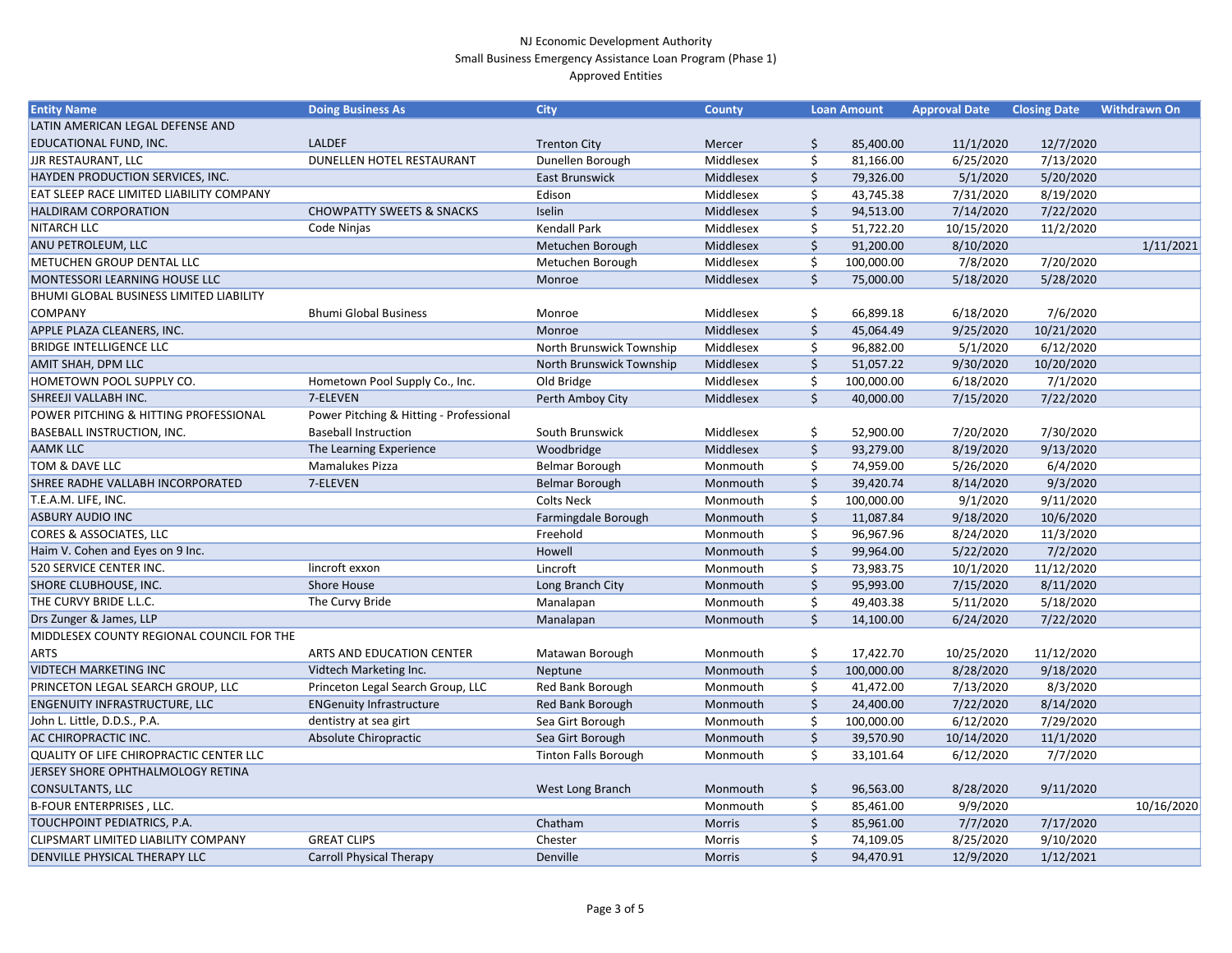NJ Economic Development Authority
Small Business Emergency Assistance Loan Program (Phase 1)
Approved Entities

| Entity Name | Doing Business As | City | County | Loan Amount | Approval Date | Closing Date | Withdrawn On |
|---|---|---|---|---|---|---|---|
| LATIN AMERICAN LEGAL DEFENSE AND EDUCATIONAL FUND, INC. | LALDEF | Trenton City | Mercer | $ 85,400.00 | 11/1/2020 | 12/7/2020 | |
| JJR RESTAURANT, LLC | DUNELLEN HOTEL RESTAURANT | Dunellen Borough | Middlesex | $ 81,166.00 | 6/25/2020 | 7/13/2020 | |
| HAYDEN PRODUCTION SERVICES, INC. | | East Brunswick | Middlesex | $ 79,326.00 | 5/1/2020 | 5/20/2020 | |
| EAT SLEEP RACE LIMITED LIABILITY COMPANY | | Edison | Middlesex | $ 43,745.38 | 7/31/2020 | 8/19/2020 | |
| HALDIRAM CORPORATION | CHOWPATTY SWEETS & SNACKS | Iselin | Middlesex | $ 94,513.00 | 7/14/2020 | 7/22/2020 | |
| NITARCH LLC | Code Ninjas | Kendall Park | Middlesex | $ 51,722.20 | 10/15/2020 | 11/2/2020 | |
| ANU PETROLEUM, LLC | | Metuchen Borough | Middlesex | $ 91,200.00 | 8/10/2020 | | 1/11/2021 |
| METUCHEN GROUP DENTAL LLC | | Metuchen Borough | Middlesex | $ 100,000.00 | 7/8/2020 | 7/20/2020 | |
| MONTESSORI LEARNING HOUSE LLC | | Monroe | Middlesex | $ 75,000.00 | 5/18/2020 | 5/28/2020 | |
| BHUMI GLOBAL BUSINESS LIMITED LIABILITY COMPANY | Bhumi Global Business | Monroe | Middlesex | $ 66,899.18 | 6/18/2020 | 7/6/2020 | |
| APPLE PLAZA CLEANERS, INC. | | Monroe | Middlesex | $ 45,064.49 | 9/25/2020 | 10/21/2020 | |
| BRIDGE INTELLIGENCE LLC | | North Brunswick Township | Middlesex | $ 96,882.00 | 5/1/2020 | 6/12/2020 | |
| AMIT SHAH, DPM LLC | | North Brunswick Township | Middlesex | $ 51,057.22 | 9/30/2020 | 10/20/2020 | |
| HOMETOWN POOL SUPPLY CO. | Hometown Pool Supply Co., Inc. | Old Bridge | Middlesex | $ 100,000.00 | 6/18/2020 | 7/1/2020 | |
| SHREEJI VALLABH INC. | 7-ELEVEN | Perth Amboy City | Middlesex | $ 40,000.00 | 7/15/2020 | 7/22/2020 | |
| POWER PITCHING & HITTING PROFESSIONAL BASEBALL INSTRUCTION, INC. | Power Pitching & Hitting - Professional Baseball Instruction | South Brunswick | Middlesex | $ 52,900.00 | 7/20/2020 | 7/30/2020 | |
| AAMK LLC | The Learning Experience | Woodbridge | Middlesex | $ 93,279.00 | 8/19/2020 | 9/13/2020 | |
| TOM & DAVE LLC | Mamalukes Pizza | Belmar Borough | Monmouth | $ 74,959.00 | 5/26/2020 | 6/4/2020 | |
| SHREE RADHE VALLABH INCORPORATED | 7-ELEVEN | Belmar Borough | Monmouth | $ 39,420.74 | 8/14/2020 | 9/3/2020 | |
| T.E.A.M. LIFE, INC. | | Colts Neck | Monmouth | $ 100,000.00 | 9/1/2020 | 9/11/2020 | |
| ASBURY AUDIO INC | | Farmingdale Borough | Monmouth | $ 11,087.84 | 9/18/2020 | 10/6/2020 | |
| CORES & ASSOCIATES, LLC | | Freehold | Monmouth | $ 96,967.96 | 8/24/2020 | 11/3/2020 | |
| Haim V. Cohen and Eyes on 9 Inc. | | Howell | Monmouth | $ 99,964.00 | 5/22/2020 | 7/2/2020 | |
| 520 SERVICE CENTER INC. | lincroft exxon | Lincroft | Monmouth | $ 73,983.75 | 10/1/2020 | 11/12/2020 | |
| SHORE CLUBHOUSE, INC. | Shore House | Long Branch City | Monmouth | $ 95,993.00 | 7/15/2020 | 8/11/2020 | |
| THE CURVY BRIDE L.L.C. | The Curvy Bride | Manalapan | Monmouth | $ 49,403.38 | 5/11/2020 | 5/18/2020 | |
| Drs Zunger & James, LLP | | Manalapan | Monmouth | $ 14,100.00 | 6/24/2020 | 7/22/2020 | |
| MIDDLESEX COUNTY REGIONAL COUNCIL FOR THE ARTS | ARTS AND EDUCATION CENTER | Matawan Borough | Monmouth | $ 17,422.70 | 10/25/2020 | 11/12/2020 | |
| VIDTECH MARKETING INC | Vidtech Marketing Inc. | Neptune | Monmouth | $ 100,000.00 | 8/28/2020 | 9/18/2020 | |
| PRINCETON LEGAL SEARCH GROUP, LLC | Princeton Legal Search Group, LLC | Red Bank Borough | Monmouth | $ 41,472.00 | 7/13/2020 | 8/3/2020 | |
| ENGENUITY INFRASTRUCTURE, LLC | ENGenuity Infrastructure | Red Bank Borough | Monmouth | $ 24,400.00 | 7/22/2020 | 8/14/2020 | |
| John L. Little, D.D.S., P.A. | dentistry at sea girt | Sea Girt Borough | Monmouth | $ 100,000.00 | 6/12/2020 | 7/29/2020 | |
| AC CHIROPRACTIC INC. | Absolute Chiropractic | Sea Girt Borough | Monmouth | $ 39,570.90 | 10/14/2020 | 11/1/2020 | |
| QUALITY OF LIFE CHIROPRACTIC CENTER LLC | | Tinton Falls Borough | Monmouth | $ 33,101.64 | 6/12/2020 | 7/7/2020 | |
| JERSEY SHORE OPHTHALMOLOGY RETINA CONSULTANTS, LLC | | West Long Branch | Monmouth | $ 96,563.00 | 8/28/2020 | 9/11/2020 | |
| B-FOUR ENTERPRISES , LLC. | | | Monmouth | $ 85,461.00 | 9/9/2020 | | 10/16/2020 |
| TOUCHPOINT PEDIATRICS, P.A. | | Chatham | Morris | $ 85,961.00 | 7/7/2020 | 7/17/2020 | |
| CLIPSMART LIMITED LIABILITY COMPANY | GREAT CLIPS | Chester | Morris | $ 74,109.05 | 8/25/2020 | 9/10/2020 | |
| DENVILLE PHYSICAL THERAPY LLC | Carroll Physical Therapy | Denville | Morris | $ 94,470.91 | 12/9/2020 | 1/12/2021 | |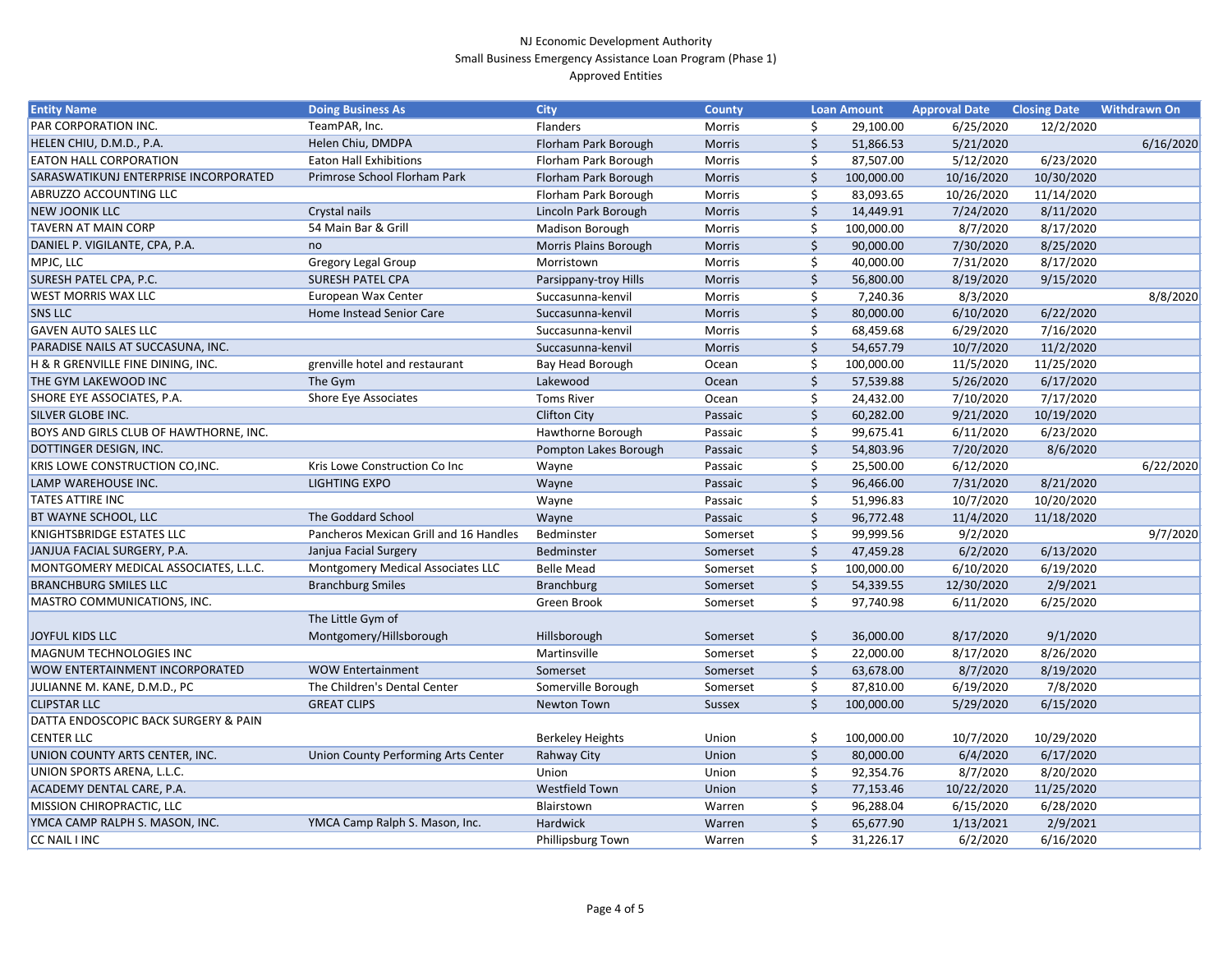NJ Economic Development Authority
Small Business Emergency Assistance Loan Program (Phase 1)
Approved Entities

| Entity Name | Doing Business As | City | County | Loan Amount | Approval Date | Closing Date | Withdrawn On |
|---|---|---|---|---|---|---|---|
| PAR CORPORATION INC. | TeamPAR, Inc. | Flanders | Morris | $ 29,100.00 | 6/25/2020 | 12/2/2020 | |
| HELEN CHIU, D.M.D., P.A. | Helen Chiu, DMDPA | Florham Park Borough | Morris | $ 51,866.53 | 5/21/2020 | | 6/16/2020 |
| EATON HALL CORPORATION | Eaton Hall Exhibitions | Florham Park Borough | Morris | $ 87,507.00 | 5/12/2020 | 6/23/2020 | |
| SARASWATIKUNJ ENTERPRISE INCORPORATED | Primrose School Florham Park | Florham Park Borough | Morris | $ 100,000.00 | 10/16/2020 | 10/30/2020 | |
| ABRUZZO ACCOUNTING LLC | | Florham Park Borough | Morris | $ 83,093.65 | 10/26/2020 | 11/14/2020 | |
| NEW JOONIK LLC | Crystal nails | Lincoln Park Borough | Morris | $ 14,449.91 | 7/24/2020 | 8/11/2020 | |
| TAVERN AT MAIN CORP | 54 Main Bar & Grill | Madison Borough | Morris | $ 100,000.00 | 8/7/2020 | 8/17/2020 | |
| DANIEL P. VIGILANTE, CPA, P.A. | no | Morris Plains Borough | Morris | $ 90,000.00 | 7/30/2020 | 8/25/2020 | |
| MPJC, LLC | Gregory Legal Group | Morristown | Morris | $ 40,000.00 | 7/31/2020 | 8/17/2020 | |
| SURESH PATEL CPA, P.C. | SURESH PATEL CPA | Parsippany-troy Hills | Morris | $ 56,800.00 | 8/19/2020 | 9/15/2020 | |
| WEST MORRIS WAX LLC | European Wax Center | Succasunna-kenvil | Morris | $ 7,240.36 | 8/3/2020 | | 8/8/2020 |
| SNS LLC | Home Instead Senior Care | Succasunna-kenvil | Morris | $ 80,000.00 | 6/10/2020 | 6/22/2020 | |
| GAVEN AUTO SALES LLC | | Succasunna-kenvil | Morris | $ 68,459.68 | 6/29/2020 | 7/16/2020 | |
| PARADISE NAILS AT SUCCASUNA, INC. | | Succasunna-kenvil | Morris | $ 54,657.79 | 10/7/2020 | 11/2/2020 | |
| H & R GRENVILLE FINE DINING, INC. | grenville hotel and restaurant | Bay Head Borough | Ocean | $ 100,000.00 | 11/5/2020 | 11/25/2020 | |
| THE GYM LAKEWOOD INC | The Gym | Lakewood | Ocean | $ 57,539.88 | 5/26/2020 | 6/17/2020 | |
| SHORE EYE ASSOCIATES, P.A. | Shore Eye Associates | Toms River | Ocean | $ 24,432.00 | 7/10/2020 | 7/17/2020 | |
| SILVER GLOBE INC. | | Clifton City | Passaic | $ 60,282.00 | 9/21/2020 | 10/19/2020 | |
| BOYS AND GIRLS CLUB OF HAWTHORNE, INC. | | Hawthorne Borough | Passaic | $ 99,675.41 | 6/11/2020 | 6/23/2020 | |
| DOTTINGER DESIGN, INC. | | Pompton Lakes Borough | Passaic | $ 54,803.96 | 7/20/2020 | 8/6/2020 | |
| KRIS LOWE CONSTRUCTION CO,INC. | Kris Lowe Construction Co Inc | Wayne | Passaic | $ 25,500.00 | 6/12/2020 | | 6/22/2020 |
| LAMP WAREHOUSE INC. | LIGHTING EXPO | Wayne | Passaic | $ 96,466.00 | 7/31/2020 | 8/21/2020 | |
| TATES ATTIRE INC | | Wayne | Passaic | $ 51,996.83 | 10/7/2020 | 10/20/2020 | |
| BT WAYNE SCHOOL, LLC | The Goddard School | Wayne | Passaic | $ 96,772.48 | 11/4/2020 | 11/18/2020 | |
| KNIGHTSBRIDGE ESTATES LLC | Pancheros Mexican Grill and 16 Handles | Bedminster | Somerset | $ 99,999.56 | 9/2/2020 | | 9/7/2020 |
| JANJUA FACIAL SURGERY, P.A. | Janjua Facial Surgery | Bedminster | Somerset | $ 47,459.28 | 6/2/2020 | 6/13/2020 | |
| MONTGOMERY MEDICAL ASSOCIATES, L.L.C. | Montgomery Medical Associates LLC | Belle Mead | Somerset | $ 100,000.00 | 6/10/2020 | 6/19/2020 | |
| BRANCHBURG SMILES LLC | Branchburg Smiles | Branchburg | Somerset | $ 54,339.55 | 12/30/2020 | 2/9/2021 | |
| MASTRO COMMUNICATIONS, INC. | | Green Brook | Somerset | $ 97,740.98 | 6/11/2020 | 6/25/2020 | |
| JOYFUL KIDS LLC | The Little Gym of Montgomery/Hillsborough | Hillsborough | Somerset | $ 36,000.00 | 8/17/2020 | 9/1/2020 | |
| MAGNUM TECHNOLOGIES INC | | Martinsville | Somerset | $ 22,000.00 | 8/17/2020 | 8/26/2020 | |
| WOW ENTERTAINMENT INCORPORATED | WOW Entertainment | Somerset | Somerset | $ 63,678.00 | 8/7/2020 | 8/19/2020 | |
| JULIANNE M. KANE, D.M.D., PC | The Children's Dental Center | Somerville Borough | Somerset | $ 87,810.00 | 6/19/2020 | 7/8/2020 | |
| CLIPSTAR LLC | GREAT CLIPS | Newton Town | Sussex | $ 100,000.00 | 5/29/2020 | 6/15/2020 | |
| DATTA ENDOSCOPIC BACK SURGERY & PAIN CENTER LLC | | Berkeley Heights | Union | $ 100,000.00 | 10/7/2020 | 10/29/2020 | |
| UNION COUNTY ARTS CENTER, INC. | Union County Performing Arts Center | Rahway City | Union | $ 80,000.00 | 6/4/2020 | 6/17/2020 | |
| UNION SPORTS ARENA, L.L.C. | | Union | Union | $ 92,354.76 | 8/7/2020 | 8/20/2020 | |
| ACADEMY DENTAL CARE, P.A. | | Westfield Town | Union | $ 77,153.46 | 10/22/2020 | 11/25/2020 | |
| MISSION CHIROPRACTIC, LLC | | Blairstown | Warren | $ 96,288.04 | 6/15/2020 | 6/28/2020 | |
| YMCA CAMP RALPH S. MASON, INC. | YMCA Camp Ralph S. Mason, Inc. | Hardwick | Warren | $ 65,677.90 | 1/13/2021 | 2/9/2021 | |
| CC NAIL I INC | | Phillipsburg Town | Warren | $ 31,226.17 | 6/2/2020 | 6/16/2020 | |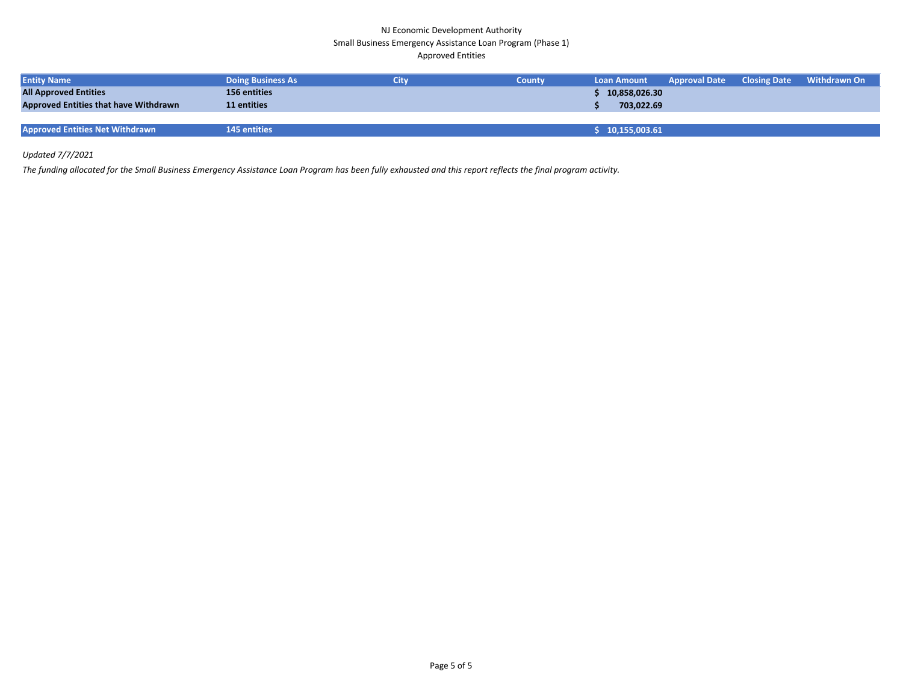NJ Economic Development Authority
Small Business Emergency Assistance Loan Program (Phase 1)
Approved Entities

| Entity Name | Doing Business As | City | County | Loan Amount | Approval Date | Closing Date | Withdrawn On |
|---|---|---|---|---|---|---|---|
| **All Approved Entities** | **156 entities** | | | **$ 10,858,026.30** | | | |
| **Approved Entities that have Withdrawn** | **11 entities** | | | **$ 703,022.69** | | | |
| | | | | | | | |
| **Approved Entities Net Withdrawn** | **145 entities** | | | **$ 10,155,003.61** | | | |

*Updated 7/7/2021*

*The funding allocated for the Small Business Emergency Assistance Loan Program has been fully exhausted and this report reflects the final program activity.*